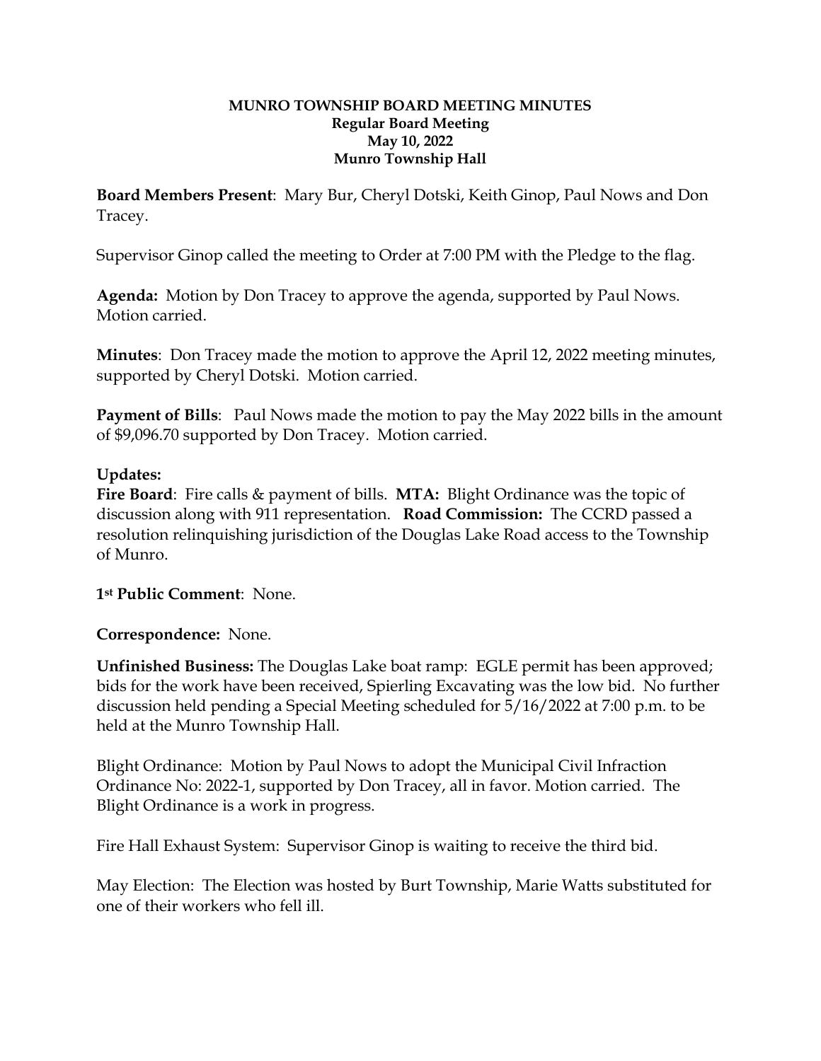**MUNRO TOWNSHIP BOARD MEETING MINUTES**
**Regular Board Meeting**
**May 10, 2022**
**Munro Township Hall**

**Board Members Present**: Mary Bur, Cheryl Dotski, Keith Ginop, Paul Nows and Don Tracey.

Supervisor Ginop called the meeting to Order at 7:00 PM with the Pledge to the flag.

**Agenda:** Motion by Don Tracey to approve the agenda, supported by Paul Nows. Motion carried.

**Minutes**: Don Tracey made the motion to approve the April 12, 2022 meeting minutes, supported by Cheryl Dotski. Motion carried.

**Payment of Bills**: Paul Nows made the motion to pay the May 2022 bills in the amount of $9,096.70 supported by Don Tracey. Motion carried.

**Updates:**
**Fire Board**: Fire calls & payment of bills. **MTA:** Blight Ordinance was the topic of discussion along with 911 representation. **Road Commission:** The CCRD passed a resolution relinquishing jurisdiction of the Douglas Lake Road access to the Township of Munro.

**1st Public Comment**: None.

**Correspondence:** None.

**Unfinished Business:** The Douglas Lake boat ramp: EGLE permit has been approved; bids for the work have been received, Spierling Excavating was the low bid. No further discussion held pending a Special Meeting scheduled for 5/16/2022 at 7:00 p.m. to be held at the Munro Township Hall.

Blight Ordinance: Motion by Paul Nows to adopt the Municipal Civil Infraction Ordinance No: 2022-1, supported by Don Tracey, all in favor. Motion carried. The Blight Ordinance is a work in progress.

Fire Hall Exhaust System: Supervisor Ginop is waiting to receive the third bid.

May Election: The Election was hosted by Burt Township, Marie Watts substituted for one of their workers who fell ill.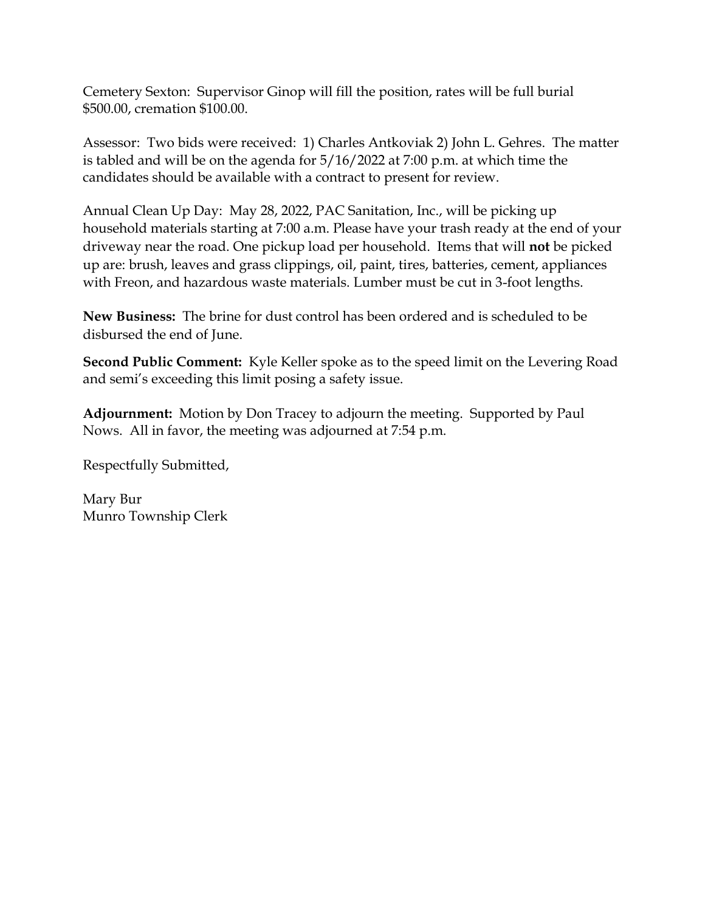Cemetery Sexton: Supervisor Ginop will fill the position, rates will be full burial $500.00, cremation $100.00.

Assessor: Two bids were received: 1) Charles Antkoviak 2) John L. Gehres. The matter is tabled and will be on the agenda for 5/16/2022 at 7:00 p.m. at which time the candidates should be available with a contract to present for review.

Annual Clean Up Day: May 28, 2022, PAC Sanitation, Inc., will be picking up household materials starting at 7:00 a.m. Please have your trash ready at the end of your driveway near the road. One pickup load per household. Items that will **not** be picked up are: brush, leaves and grass clippings, oil, paint, tires, batteries, cement, appliances with Freon, and hazardous waste materials. Lumber must be cut in 3-foot lengths.

**New Business:** The brine for dust control has been ordered and is scheduled to be disbursed the end of June.

**Second Public Comment:** Kyle Keller spoke as to the speed limit on the Levering Road and semi's exceeding this limit posing a safety issue.

**Adjournment:** Motion by Don Tracey to adjourn the meeting. Supported by Paul Nows. All in favor, the meeting was adjourned at 7:54 p.m.

Respectfully Submitted,

Mary Bur
Munro Township Clerk